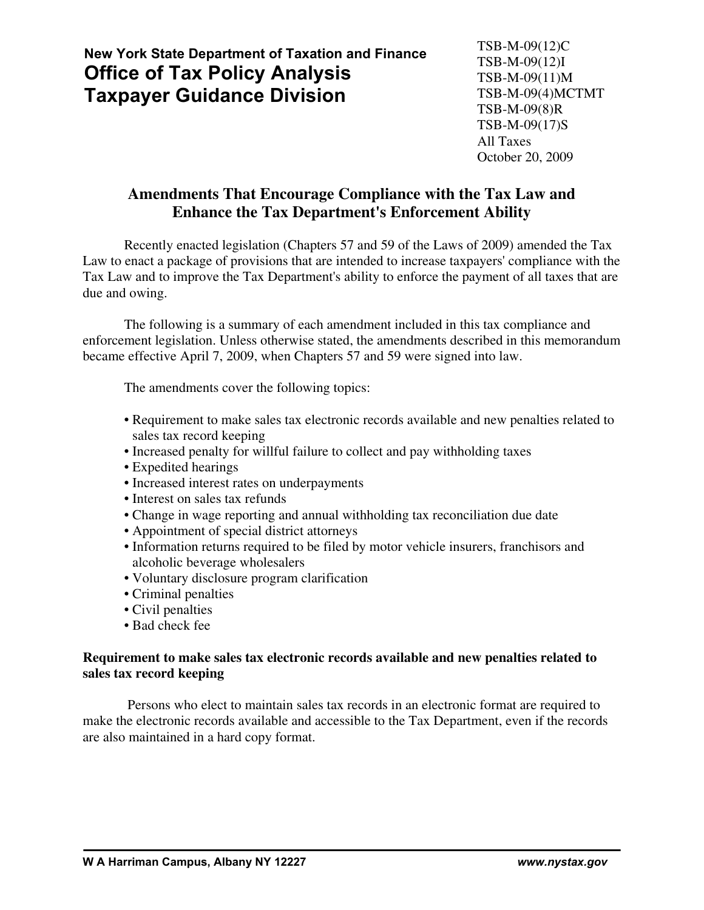**New York State Department of Taxation and Finance**
# Office of Tax Policy Analysis
# Taxpayer Guidance Division

TSB-M-09(12)C
TSB-M-09(12)I
TSB-M-09(11)M
TSB-M-09(4)MCTMT
TSB-M-09(8)R
TSB-M-09(17)S
All Taxes
October 20, 2009

## Amendments That Encourage Compliance with the Tax Law and Enhance the Tax Department's Enforcement Ability

Recently enacted legislation (Chapters 57 and 59 of the Laws of 2009) amended the Tax Law to enact a package of provisions that are intended to increase taxpayers' compliance with the Tax Law and to improve the Tax Department's ability to enforce the payment of all taxes that are due and owing.

The following is a summary of each amendment included in this tax compliance and enforcement legislation. Unless otherwise stated, the amendments described in this memorandum became effective April 7, 2009, when Chapters 57 and 59 were signed into law.

The amendments cover the following topics:

- Requirement to make sales tax electronic records available and new penalties related to sales tax record keeping
- Increased penalty for willful failure to collect and pay withholding taxes
- Expedited hearings
- Increased interest rates on underpayments
- Interest on sales tax refunds
- Change in wage reporting and annual withholding tax reconciliation due date
- Appointment of special district attorneys
- Information returns required to be filed by motor vehicle insurers, franchisors and alcoholic beverage wholesalers
- Voluntary disclosure program clarification
- Criminal penalties
- Civil penalties
- Bad check fee

### Requirement to make sales tax electronic records available and new penalties related to sales tax record keeping

Persons who elect to maintain sales tax records in an electronic format are required to make the electronic records available and accessible to the Tax Department, even if the records are also maintained in a hard copy format.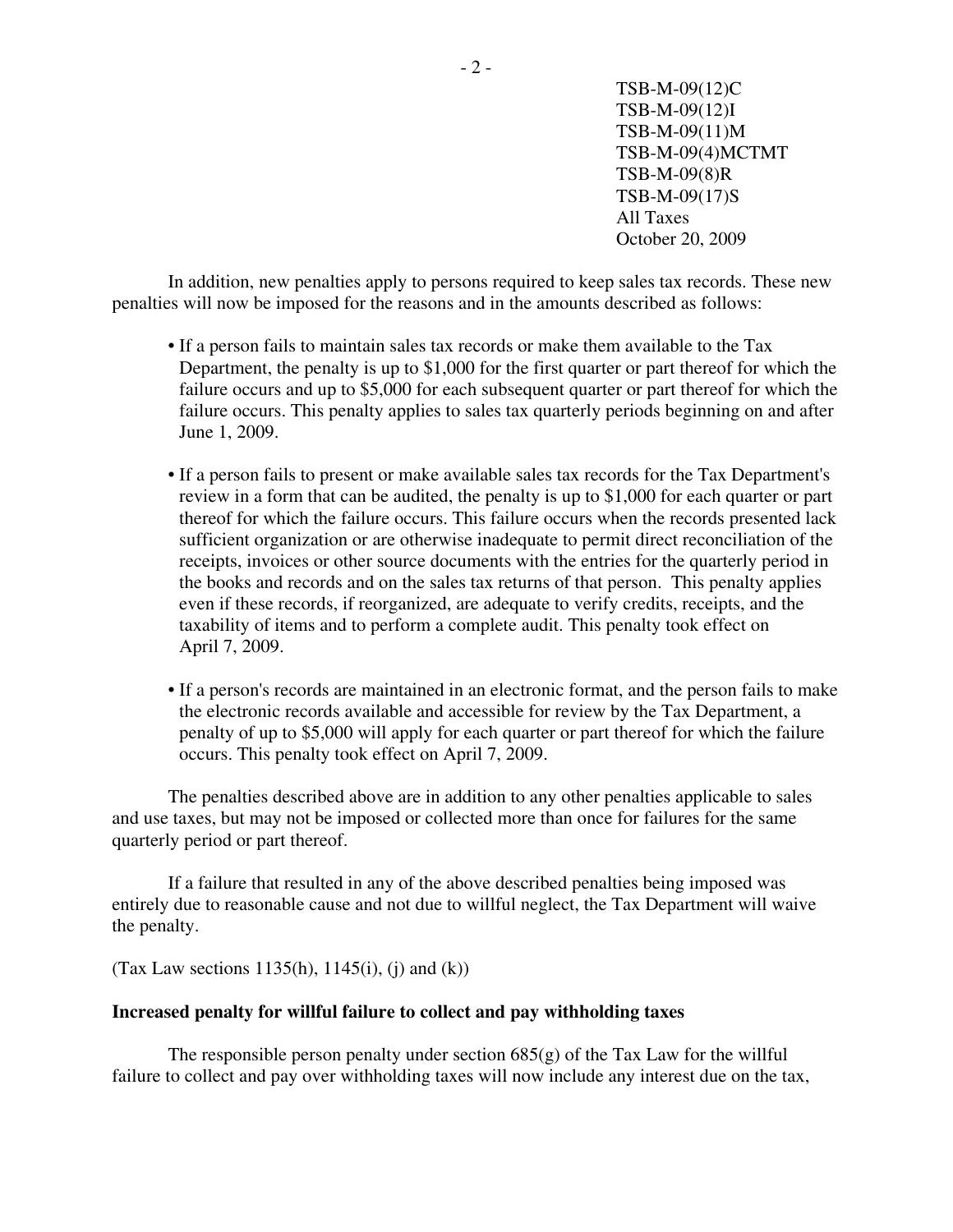TSB-M-09(12)C
TSB-M-09(12)I
TSB-M-09(11)M
TSB-M-09(4)MCTMT
TSB-M-09(8)R
TSB-M-09(17)S
All Taxes
October 20, 2009

In addition, new penalties apply to persons required to keep sales tax records. These new penalties will now be imposed for the reasons and in the amounts described as follows:

- If a person fails to maintain sales tax records or make them available to the Tax Department, the penalty is up to $1,000 for the first quarter or part thereof for which the failure occurs and up to $5,000 for each subsequent quarter or part thereof for which the failure occurs. This penalty applies to sales tax quarterly periods beginning on and after June 1, 2009.

- If a person fails to present or make available sales tax records for the Tax Department's review in a form that can be audited, the penalty is up to $1,000 for each quarter or part thereof for which the failure occurs. This failure occurs when the records presented lack sufficient organization or are otherwise inadequate to permit direct reconciliation of the receipts, invoices or other source documents with the entries for the quarterly period in the books and records and on the sales tax returns of that person. This penalty applies even if these records, if reorganized, are adequate to verify credits, receipts, and the taxability of items and to perform a complete audit. This penalty took effect on April 7, 2009.

- If a person's records are maintained in an electronic format, and the person fails to make the electronic records available and accessible for review by the Tax Department, a penalty of up to $5,000 will apply for each quarter or part thereof for which the failure occurs. This penalty took effect on April 7, 2009.

The penalties described above are in addition to any other penalties applicable to sales and use taxes, but may not be imposed or collected more than once for failures for the same quarterly period or part thereof.

If a failure that resulted in any of the above described penalties being imposed was entirely due to reasonable cause and not due to willful neglect, the Tax Department will waive the penalty.

(Tax Law sections 1135(h), 1145(i), (j) and (k))

**Increased penalty for willful failure to collect and pay withholding taxes**

The responsible person penalty under section 685(g) of the Tax Law for the willful failure to collect and pay over withholding taxes will now include any interest due on the tax,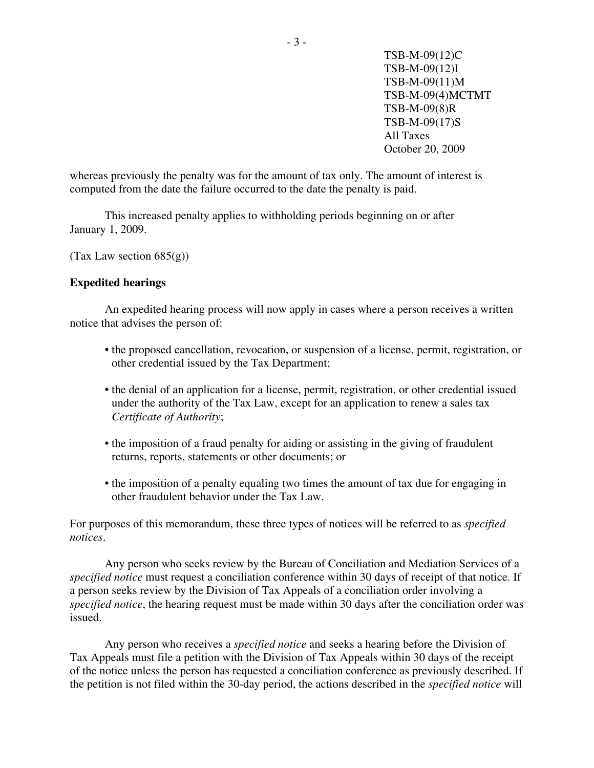whereas previously the penalty was for the amount of tax only. The amount of interest is computed from the date the failure occurred to the date the penalty is paid.

This increased penalty applies to withholding periods beginning on or after January 1, 2009.

(Tax Law section 685(g))

**Expedited hearings**

An expedited hearing process will now apply in cases where a person receives a written notice that advises the person of:

- the proposed cancellation, revocation, or suspension of a license, permit, registration, or other credential issued by the Tax Department;
- the denial of an application for a license, permit, registration, or other credential issued under the authority of the Tax Law, except for an application to renew a sales tax *Certificate of Authority*;
- the imposition of a fraud penalty for aiding or assisting in the giving of fraudulent returns, reports, statements or other documents; or
- the imposition of a penalty equaling two times the amount of tax due for engaging in other fraudulent behavior under the Tax Law.

For purposes of this memorandum, these three types of notices will be referred to as *specified notices*.

Any person who seeks review by the Bureau of Conciliation and Mediation Services of a *specified notice* must request a conciliation conference within 30 days of receipt of that notice. If a person seeks review by the Division of Tax Appeals of a conciliation order involving a *specified notice*, the hearing request must be made within 30 days after the conciliation order was issued.

Any person who receives a *specified notice* and seeks a hearing before the Division of Tax Appeals must file a petition with the Division of Tax Appeals within 30 days of the receipt of the notice unless the person has requested a conciliation conference as previously described. If the petition is not filed within the 30-day period, the actions described in the *specified notice* will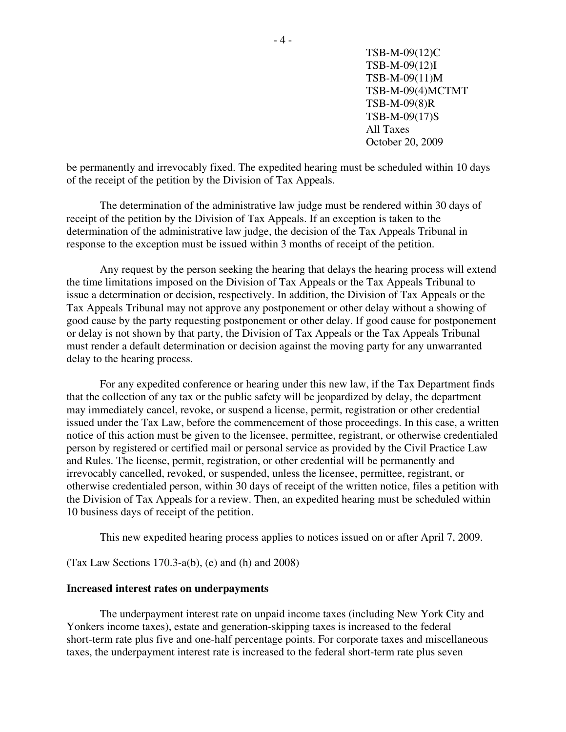be permanently and irrevocably fixed. The expedited hearing must be scheduled within 10 days of the receipt of the petition by the Division of Tax Appeals.

The determination of the administrative law judge must be rendered within 30 days of receipt of the petition by the Division of Tax Appeals. If an exception is taken to the determination of the administrative law judge, the decision of the Tax Appeals Tribunal in response to the exception must be issued within 3 months of receipt of the petition.

Any request by the person seeking the hearing that delays the hearing process will extend the time limitations imposed on the Division of Tax Appeals or the Tax Appeals Tribunal to issue a determination or decision, respectively. In addition, the Division of Tax Appeals or the Tax Appeals Tribunal may not approve any postponement or other delay without a showing of good cause by the party requesting postponement or other delay. If good cause for postponement or delay is not shown by that party, the Division of Tax Appeals or the Tax Appeals Tribunal must render a default determination or decision against the moving party for any unwarranted delay to the hearing process.

For any expedited conference or hearing under this new law, if the Tax Department finds that the collection of any tax or the public safety will be jeopardized by delay, the department may immediately cancel, revoke, or suspend a license, permit, registration or other credential issued under the Tax Law, before the commencement of those proceedings. In this case, a written notice of this action must be given to the licensee, permittee, registrant, or otherwise credentialed person by registered or certified mail or personal service as provided by the Civil Practice Law and Rules. The license, permit, registration, or other credential will be permanently and irrevocably cancelled, revoked, or suspended, unless the licensee, permittee, registrant, or otherwise credentialed person, within 30 days of receipt of the written notice, files a petition with the Division of Tax Appeals for a review. Then, an expedited hearing must be scheduled within 10 business days of receipt of the petition.

This new expedited hearing process applies to notices issued on or after April 7, 2009.

(Tax Law Sections 170.3-a(b), (e) and (h) and 2008)

**Increased interest rates on underpayments**

The underpayment interest rate on unpaid income taxes (including New York City and Yonkers income taxes), estate and generation-skipping taxes is increased to the federal short-term rate plus five and one-half percentage points. For corporate taxes and miscellaneous taxes, the underpayment interest rate is increased to the federal short-term rate plus seven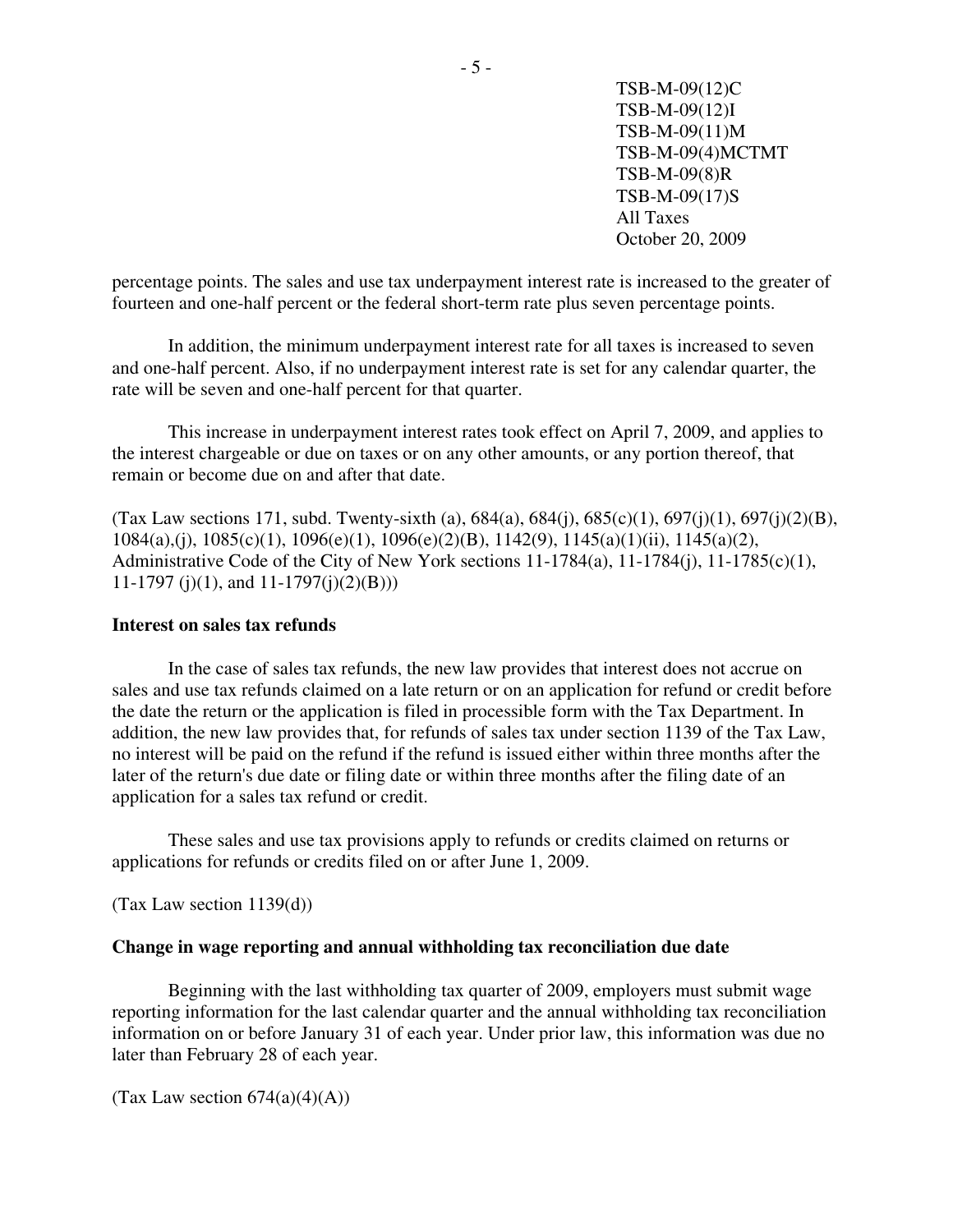percentage points. The sales and use tax underpayment interest rate is increased to the greater of fourteen and one-half percent or the federal short-term rate plus seven percentage points.

In addition, the minimum underpayment interest rate for all taxes is increased to seven and one-half percent. Also, if no underpayment interest rate is set for any calendar quarter, the rate will be seven and one-half percent for that quarter.

This increase in underpayment interest rates took effect on April 7, 2009, and applies to the interest chargeable or due on taxes or on any other amounts, or any portion thereof, that remain or become due on and after that date.

(Tax Law sections 171, subd. Twenty-sixth (a), 684(a), 684(j), 685(c)(1), 697(j)(1), 697(j)(2)(B), 1084(a),(j), 1085(c)(1), 1096(e)(1), 1096(e)(2)(B), 1142(9), 1145(a)(1)(ii), 1145(a)(2), Administrative Code of the City of New York sections 11-1784(a), 11-1784(j), 11-1785(c)(1), 11-1797 (j)(1), and 11-1797(j)(2)(B)))

**Interest on sales tax refunds**

In the case of sales tax refunds, the new law provides that interest does not accrue on sales and use tax refunds claimed on a late return or on an application for refund or credit before the date the return or the application is filed in processible form with the Tax Department. In addition, the new law provides that, for refunds of sales tax under section 1139 of the Tax Law, no interest will be paid on the refund if the refund is issued either within three months after the later of the return's due date or filing date or within three months after the filing date of an application for a sales tax refund or credit.

These sales and use tax provisions apply to refunds or credits claimed on returns or applications for refunds or credits filed on or after June 1, 2009.

(Tax Law section 1139(d))

**Change in wage reporting and annual withholding tax reconciliation due date**

Beginning with the last withholding tax quarter of 2009, employers must submit wage reporting information for the last calendar quarter and the annual withholding tax reconciliation information on or before January 31 of each year. Under prior law, this information was due no later than February 28 of each year.

(Tax Law section 674(a)(4)(A))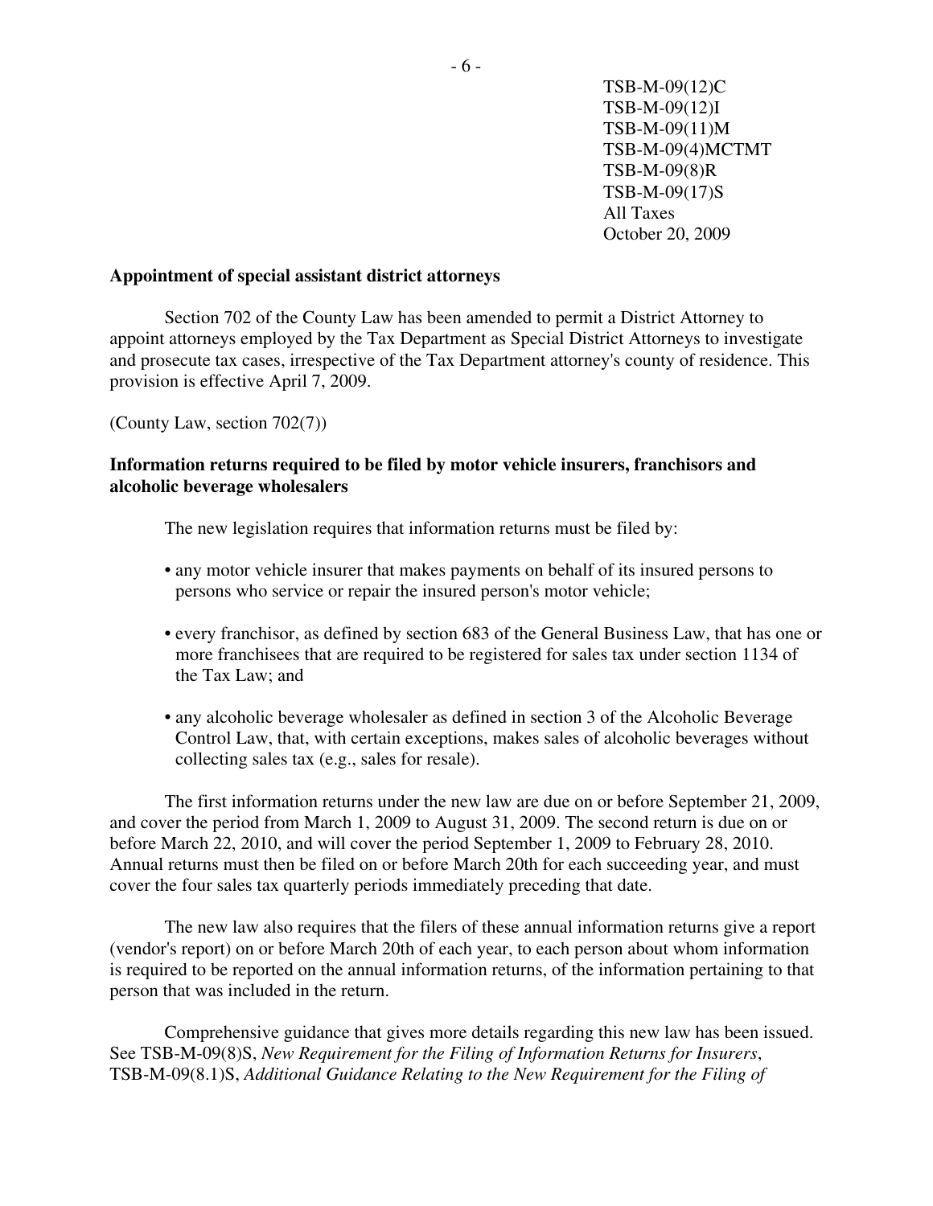TSB-M-09(12)C
TSB-M-09(12)I
TSB-M-09(11)M
TSB-M-09(4)MCTMT
TSB-M-09(8)R
TSB-M-09(17)S
All Taxes
October 20, 2009

**Appointment of special assistant district attorneys**

Section 702 of the County Law has been amended to permit a District Attorney to appoint attorneys employed by the Tax Department as Special District Attorneys to investigate and prosecute tax cases, irrespective of the Tax Department attorney's county of residence. This provision is effective April 7, 2009.

(County Law, section 702(7))

**Information returns required to be filed by motor vehicle insurers, franchisors and alcoholic beverage wholesalers**

The new legislation requires that information returns must be filed by:

- any motor vehicle insurer that makes payments on behalf of its insured persons to persons who service or repair the insured person's motor vehicle;
- every franchisor, as defined by section 683 of the General Business Law, that has one or more franchisees that are required to be registered for sales tax under section 1134 of the Tax Law; and
- any alcoholic beverage wholesaler as defined in section 3 of the Alcoholic Beverage Control Law, that, with certain exceptions, makes sales of alcoholic beverages without collecting sales tax (e.g., sales for resale).

The first information returns under the new law are due on or before September 21, 2009, and cover the period from March 1, 2009 to August 31, 2009. The second return is due on or before March 22, 2010, and will cover the period September 1, 2009 to February 28, 2010. Annual returns must then be filed on or before March 20th for each succeeding year, and must cover the four sales tax quarterly periods immediately preceding that date.

The new law also requires that the filers of these annual information returns give a report (vendor's report) on or before March 20th of each year, to each person about whom information is required to be reported on the annual information returns, of the information pertaining to that person that was included in the return.

Comprehensive guidance that gives more details regarding this new law has been issued. See TSB-M-09(8)S, *New Requirement for the Filing of Information Returns for Insurers*, TSB-M-09(8.1)S, *Additional Guidance Relating to the New Requirement for the Filing of*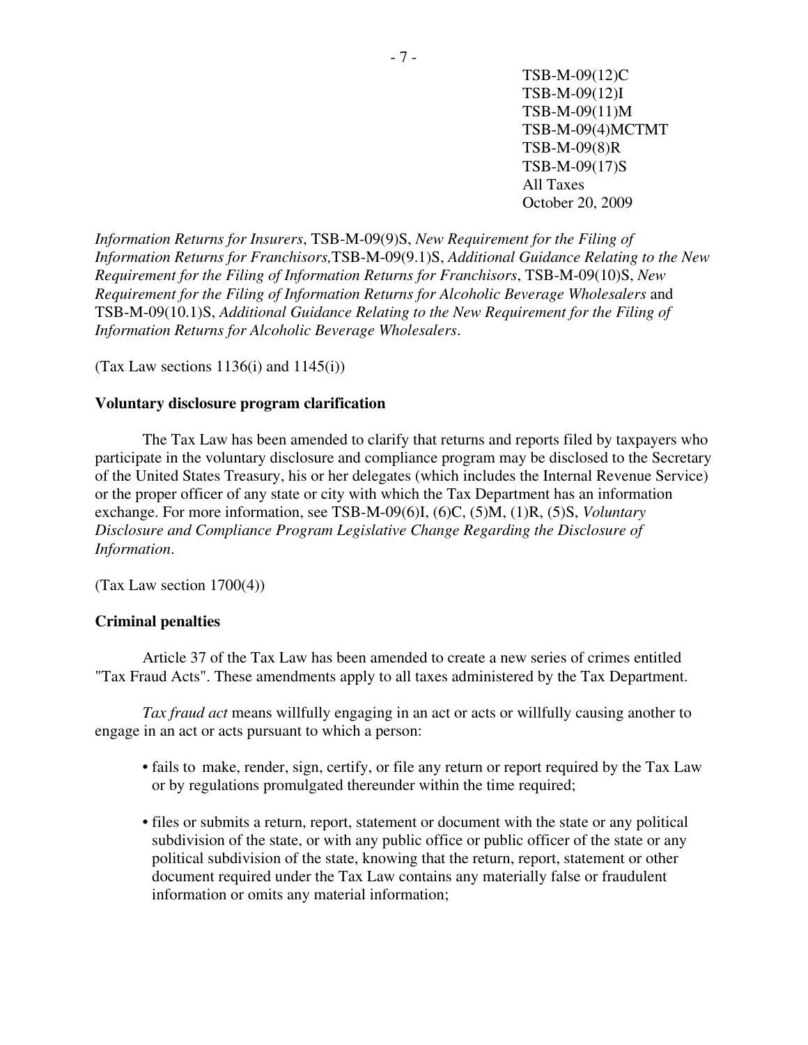*Information Returns for Insurers*, TSB-M-09(9)S, *New Requirement for the Filing of Information Returns for Franchisors,*TSB-M-09(9.1)S, *Additional Guidance Relating to the New Requirement for the Filing of Information Returns for Franchisors*, TSB-M-09(10)S, *New Requirement for the Filing of Information Returns for Alcoholic Beverage Wholesalers* and TSB-M-09(10.1)S, *Additional Guidance Relating to the New Requirement for the Filing of Information Returns for Alcoholic Beverage Wholesalers*.

(Tax Law sections 1136(i) and 1145(i))

**Voluntary disclosure program clarification**

The Tax Law has been amended to clarify that returns and reports filed by taxpayers who participate in the voluntary disclosure and compliance program may be disclosed to the Secretary of the United States Treasury, his or her delegates (which includes the Internal Revenue Service) or the proper officer of any state or city with which the Tax Department has an information exchange. For more information, see TSB-M-09(6)I, (6)C, (5)M, (1)R, (5)S, *Voluntary Disclosure and Compliance Program Legislative Change Regarding the Disclosure of Information*.

(Tax Law section 1700(4))

**Criminal penalties**

Article 37 of the Tax Law has been amended to create a new series of crimes entitled "Tax Fraud Acts". These amendments apply to all taxes administered by the Tax Department.

*Tax fraud act* means willfully engaging in an act or acts or willfully causing another to engage in an act or acts pursuant to which a person:

- fails to make, render, sign, certify, or file any return or report required by the Tax Law or by regulations promulgated thereunder within the time required;
- files or submits a return, report, statement or document with the state or any political subdivision of the state, or with any public office or public officer of the state or any political subdivision of the state, knowing that the return, report, statement or other document required under the Tax Law contains any materially false or fraudulent information or omits any material information;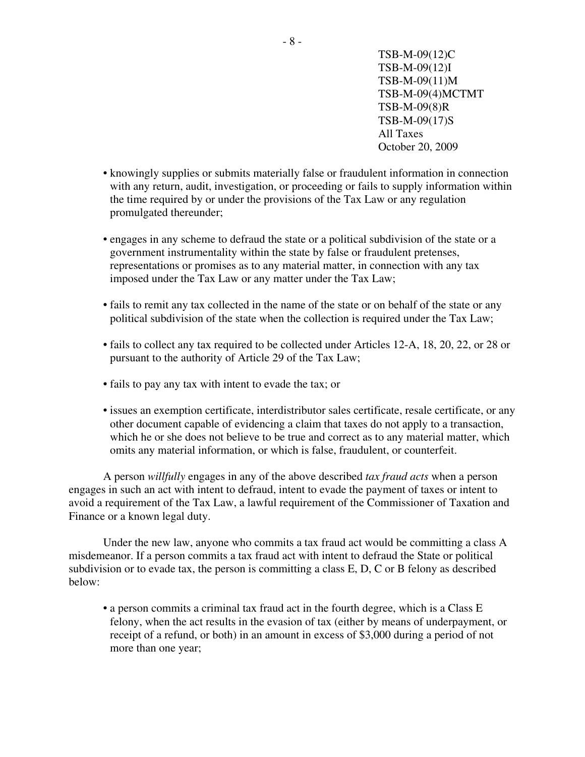- knowingly supplies or submits materially false or fraudulent information in connection with any return, audit, investigation, or proceeding or fails to supply information within the time required by or under the provisions of the Tax Law or any regulation promulgated thereunder;

- engages in any scheme to defraud the state or a political subdivision of the state or a government instrumentality within the state by false or fraudulent pretenses, representations or promises as to any material matter, in connection with any tax imposed under the Tax Law or any matter under the Tax Law;

- fails to remit any tax collected in the name of the state or on behalf of the state or any political subdivision of the state when the collection is required under the Tax Law;

- fails to collect any tax required to be collected under Articles 12-A, 18, 20, 22, or 28 or pursuant to the authority of Article 29 of the Tax Law;

- fails to pay any tax with intent to evade the tax; or

- issues an exemption certificate, interdistributor sales certificate, resale certificate, or any other document capable of evidencing a claim that taxes do not apply to a transaction, which he or she does not believe to be true and correct as to any material matter, which omits any material information, or which is false, fraudulent, or counterfeit.

A person *willfully* engages in any of the above described *tax fraud acts* when a person engages in such an act with intent to defraud, intent to evade the payment of taxes or intent to avoid a requirement of the Tax Law, a lawful requirement of the Commissioner of Taxation and Finance or a known legal duty.

Under the new law, anyone who commits a tax fraud act would be committing a class A misdemeanor. If a person commits a tax fraud act with intent to defraud the State or political subdivision or to evade tax, the person is committing a class E, D, C or B felony as described below:

- a person commits a criminal tax fraud act in the fourth degree, which is a Class E felony, when the act results in the evasion of tax (either by means of underpayment, or receipt of a refund, or both) in an amount in excess of $3,000 during a period of not more than one year;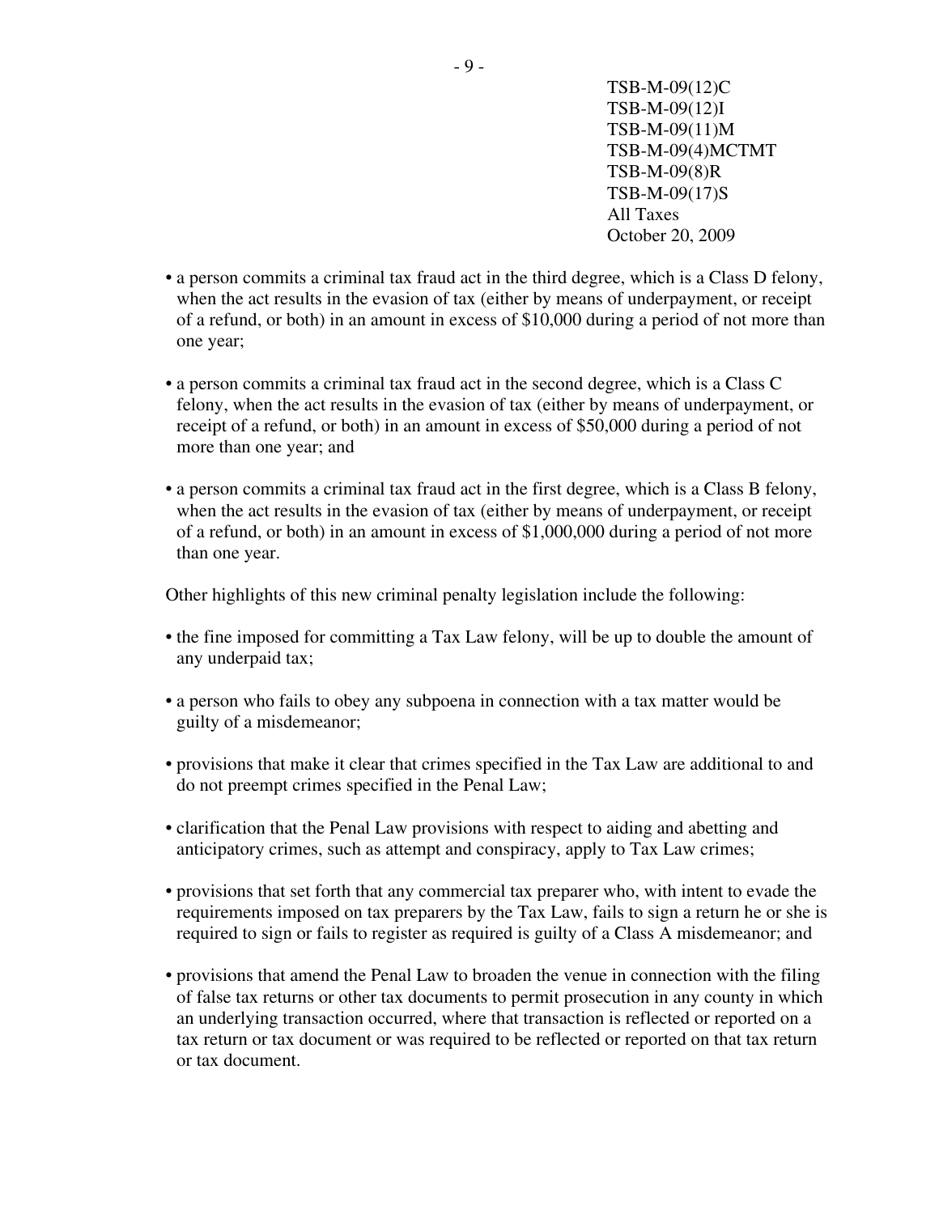- a person commits a criminal tax fraud act in the third degree, which is a Class D felony, when the act results in the evasion of tax (either by means of underpayment, or receipt of a refund, or both) in an amount in excess of $10,000 during a period of not more than one year;

- a person commits a criminal tax fraud act in the second degree, which is a Class C felony, when the act results in the evasion of tax (either by means of underpayment, or receipt of a refund, or both) in an amount in excess of $50,000 during a period of not more than one year; and

- a person commits a criminal tax fraud act in the first degree, which is a Class B felony, when the act results in the evasion of tax (either by means of underpayment, or receipt of a refund, or both) in an amount in excess of $1,000,000 during a period of not more than one year.

Other highlights of this new criminal penalty legislation include the following:

- the fine imposed for committing a Tax Law felony, will be up to double the amount of any underpaid tax;

- a person who fails to obey any subpoena in connection with a tax matter would be guilty of a misdemeanor;

- provisions that make it clear that crimes specified in the Tax Law are additional to and do not preempt crimes specified in the Penal Law;

- clarification that the Penal Law provisions with respect to aiding and abetting and anticipatory crimes, such as attempt and conspiracy, apply to Tax Law crimes;

- provisions that set forth that any commercial tax preparer who, with intent to evade the requirements imposed on tax preparers by the Tax Law, fails to sign a return he or she is required to sign or fails to register as required is guilty of a Class A misdemeanor; and

- provisions that amend the Penal Law to broaden the venue in connection with the filing of false tax returns or other tax documents to permit prosecution in any county in which an underlying transaction occurred, where that transaction is reflected or reported on a tax return or tax document or was required to be reflected or reported on that tax return or tax document.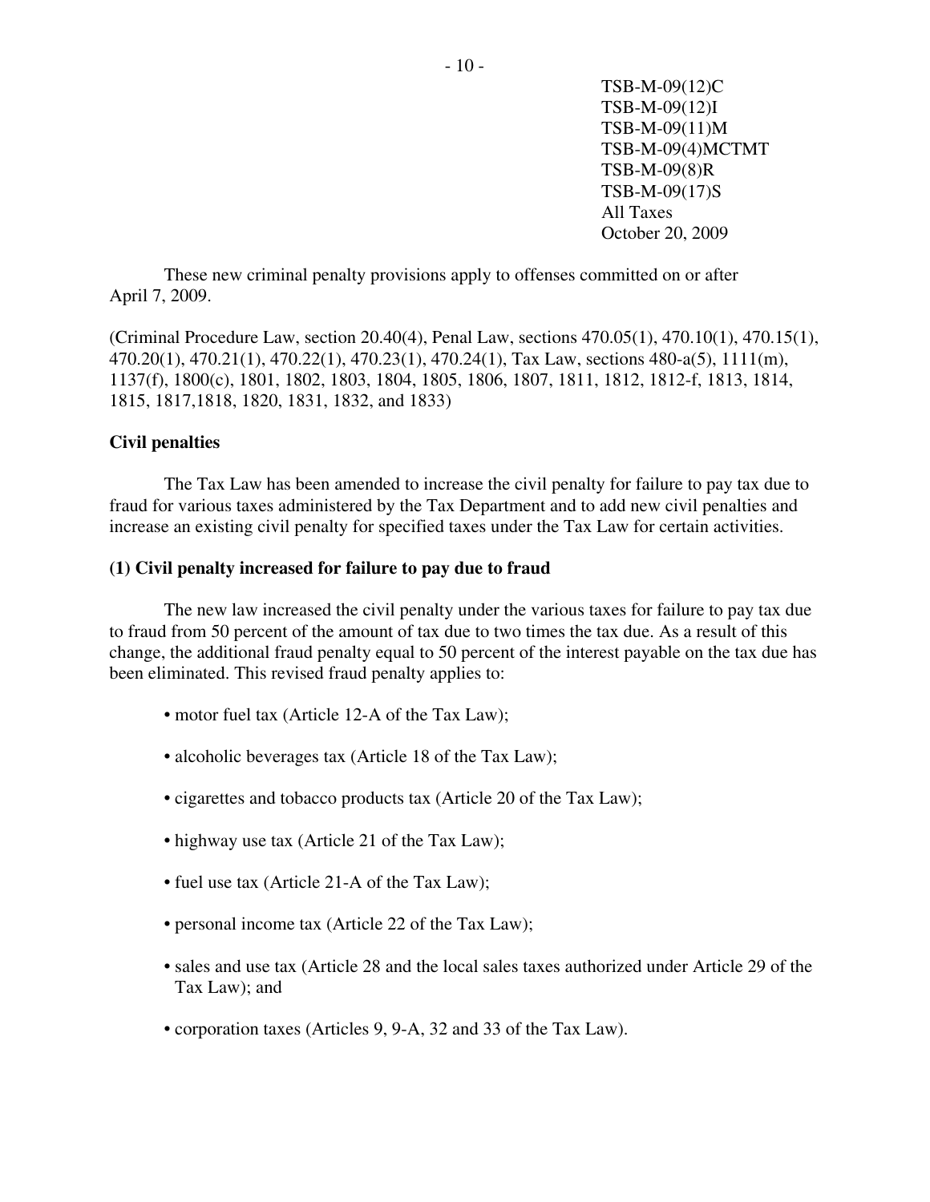These new criminal penalty provisions apply to offenses committed on or after April 7, 2009.

(Criminal Procedure Law, section 20.40(4), Penal Law, sections 470.05(1), 470.10(1), 470.15(1), 470.20(1), 470.21(1), 470.22(1), 470.23(1), 470.24(1), Tax Law, sections 480-a(5), 1111(m), 1137(f), 1800(c), 1801, 1802, 1803, 1804, 1805, 1806, 1807, 1811, 1812, 1812-f, 1813, 1814, 1815, 1817,1818, 1820, 1831, 1832, and 1833)

**Civil penalties**

The Tax Law has been amended to increase the civil penalty for failure to pay tax due to fraud for various taxes administered by the Tax Department and to add new civil penalties and increase an existing civil penalty for specified taxes under the Tax Law for certain activities.

**(1) Civil penalty increased for failure to pay due to fraud**

The new law increased the civil penalty under the various taxes for failure to pay tax due to fraud from 50 percent of the amount of tax due to two times the tax due. As a result of this change, the additional fraud penalty equal to 50 percent of the interest payable on the tax due has been eliminated. This revised fraud penalty applies to:

- motor fuel tax (Article 12-A of the Tax Law);
- alcoholic beverages tax (Article 18 of the Tax Law);
- cigarettes and tobacco products tax (Article 20 of the Tax Law);
- highway use tax (Article 21 of the Tax Law);
- fuel use tax (Article 21-A of the Tax Law);
- personal income tax (Article 22 of the Tax Law);
- sales and use tax (Article 28 and the local sales taxes authorized under Article 29 of the Tax Law); and
- corporation taxes (Articles 9, 9-A, 32 and 33 of the Tax Law).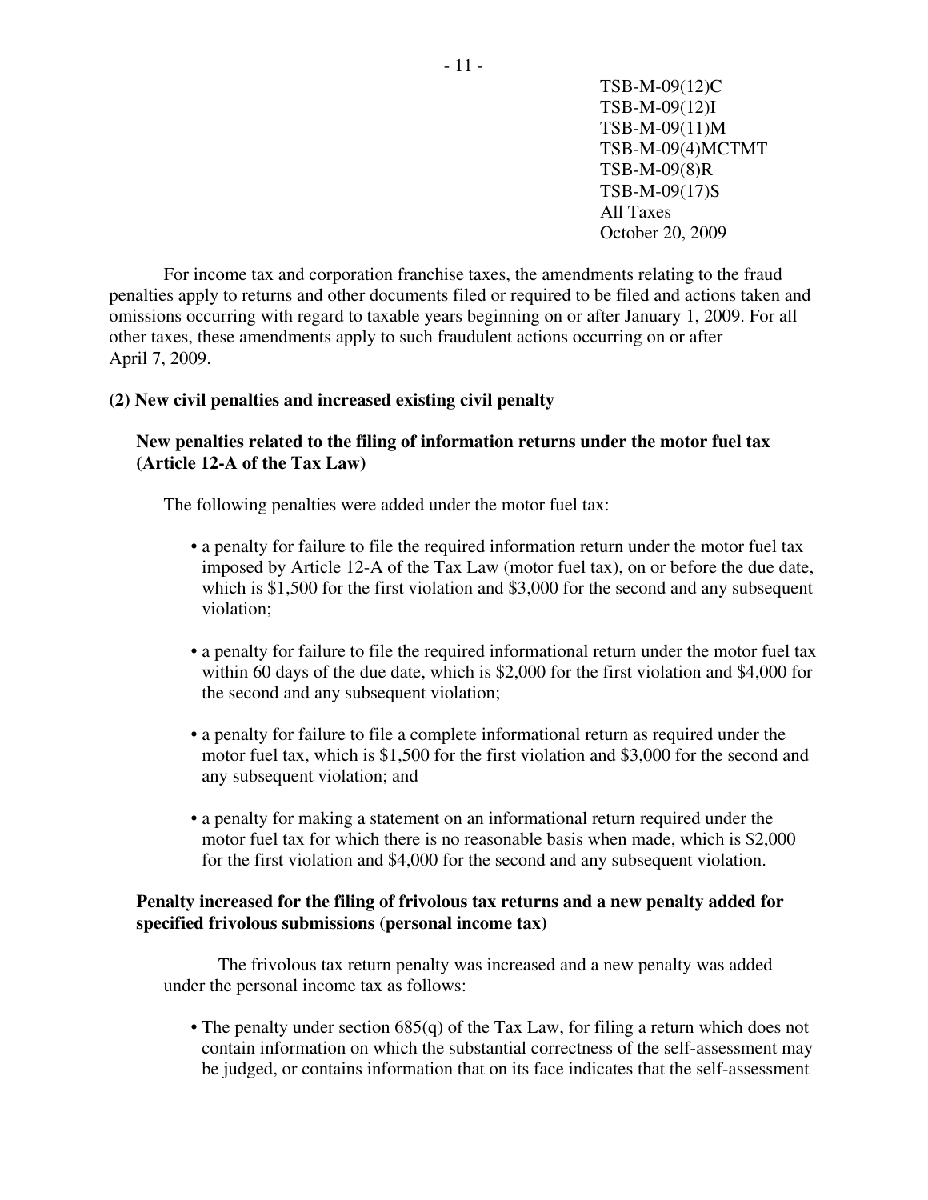For income tax and corporation franchise taxes, the amendments relating to the fraud penalties apply to returns and other documents filed or required to be filed and actions taken and omissions occurring with regard to taxable years beginning on or after January 1, 2009. For all other taxes, these amendments apply to such fraudulent actions occurring on or after April 7, 2009.

**(2) New civil penalties and increased existing civil penalty**

**New penalties related to the filing of information returns under the motor fuel tax (Article 12-A of the Tax Law)**

The following penalties were added under the motor fuel tax:

- a penalty for failure to file the required information return under the motor fuel tax imposed by Article 12-A of the Tax Law (motor fuel tax), on or before the due date, which is $1,500 for the first violation and $3,000 for the second and any subsequent violation;
- a penalty for failure to file the required informational return under the motor fuel tax within 60 days of the due date, which is $2,000 for the first violation and $4,000 for the second and any subsequent violation;
- a penalty for failure to file a complete informational return as required under the motor fuel tax, which is $1,500 for the first violation and $3,000 for the second and any subsequent violation; and
- a penalty for making a statement on an informational return required under the motor fuel tax for which there is no reasonable basis when made, which is $2,000 for the first violation and $4,000 for the second and any subsequent violation.

**Penalty increased for the filing of frivolous tax returns and a new penalty added for specified frivolous submissions (personal income tax)**

The frivolous tax return penalty was increased and a new penalty was added under the personal income tax as follows:

- The penalty under section 685(q) of the Tax Law, for filing a return which does not contain information on which the substantial correctness of the self-assessment may be judged, or contains information that on its face indicates that the self-assessment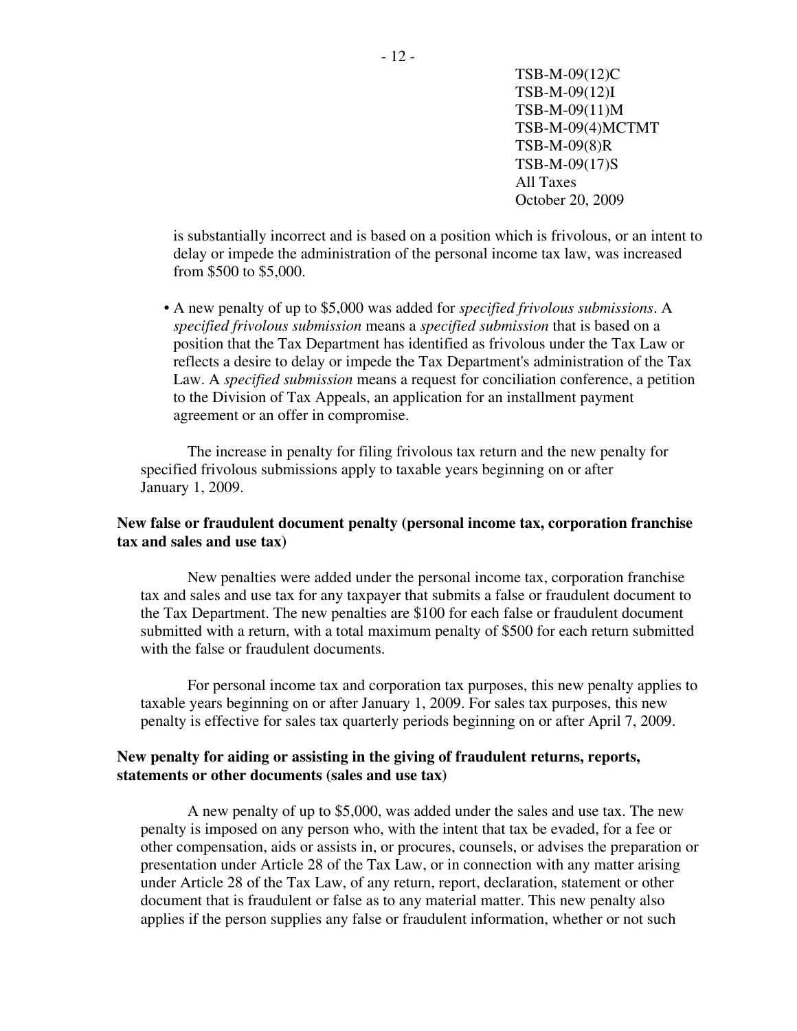is substantially incorrect and is based on a position which is frivolous, or an intent to delay or impede the administration of the personal income tax law, was increased from $500 to $5,000.

- A new penalty of up to $5,000 was added for *specified frivolous submissions*. A *specified frivolous submission* means a *specified submission* that is based on a position that the Tax Department has identified as frivolous under the Tax Law or reflects a desire to delay or impede the Tax Department's administration of the Tax Law. A *specified submission* means a request for conciliation conference, a petition to the Division of Tax Appeals, an application for an installment payment agreement or an offer in compromise.

The increase in penalty for filing frivolous tax return and the new penalty for specified frivolous submissions apply to taxable years beginning on or after January 1, 2009.

**New false or fraudulent document penalty (personal income tax, corporation franchise tax and sales and use tax)**

New penalties were added under the personal income tax, corporation franchise tax and sales and use tax for any taxpayer that submits a false or fraudulent document to the Tax Department. The new penalties are $100 for each false or fraudulent document submitted with a return, with a total maximum penalty of $500 for each return submitted with the false or fraudulent documents.

For personal income tax and corporation tax purposes, this new penalty applies to taxable years beginning on or after January 1, 2009. For sales tax purposes, this new penalty is effective for sales tax quarterly periods beginning on or after April 7, 2009.

**New penalty for aiding or assisting in the giving of fraudulent returns, reports, statements or other documents (sales and use tax)**

A new penalty of up to $5,000, was added under the sales and use tax. The new penalty is imposed on any person who, with the intent that tax be evaded, for a fee or other compensation, aids or assists in, or procures, counsels, or advises the preparation or presentation under Article 28 of the Tax Law, or in connection with any matter arising under Article 28 of the Tax Law, of any return, report, declaration, statement or other document that is fraudulent or false as to any material matter. This new penalty also applies if the person supplies any false or fraudulent information, whether or not such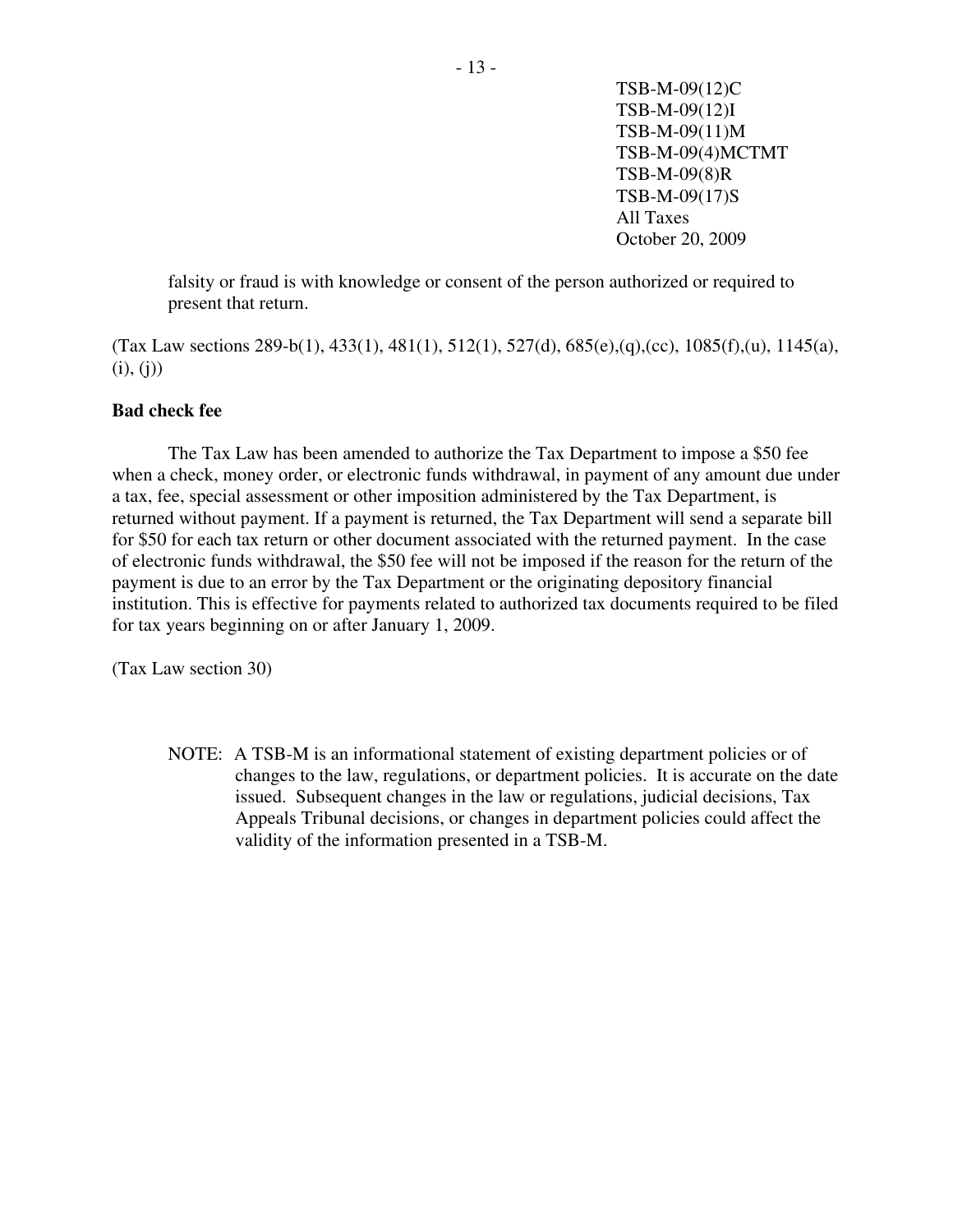falsity or fraud is with knowledge or consent of the person authorized or required to present that return.

(Tax Law sections 289-b(1), 433(1), 481(1), 512(1), 527(d), 685(e),(q),(cc), 1085(f),(u), 1145(a), (i), (j))

**Bad check fee**

The Tax Law has been amended to authorize the Tax Department to impose a $50 fee when a check, money order, or electronic funds withdrawal, in payment of any amount due under a tax, fee, special assessment or other imposition administered by the Tax Department, is returned without payment. If a payment is returned, the Tax Department will send a separate bill for $50 for each tax return or other document associated with the returned payment. In the case of electronic funds withdrawal, the $50 fee will not be imposed if the reason for the return of the payment is due to an error by the Tax Department or the originating depository financial institution. This is effective for payments related to authorized tax documents required to be filed for tax years beginning on or after January 1, 2009.

(Tax Law section 30)

NOTE: A TSB-M is an informational statement of existing department policies or of changes to the law, regulations, or department policies. It is accurate on the date issued. Subsequent changes in the law or regulations, judicial decisions, Tax Appeals Tribunal decisions, or changes in department policies could affect the validity of the information presented in a TSB-M.